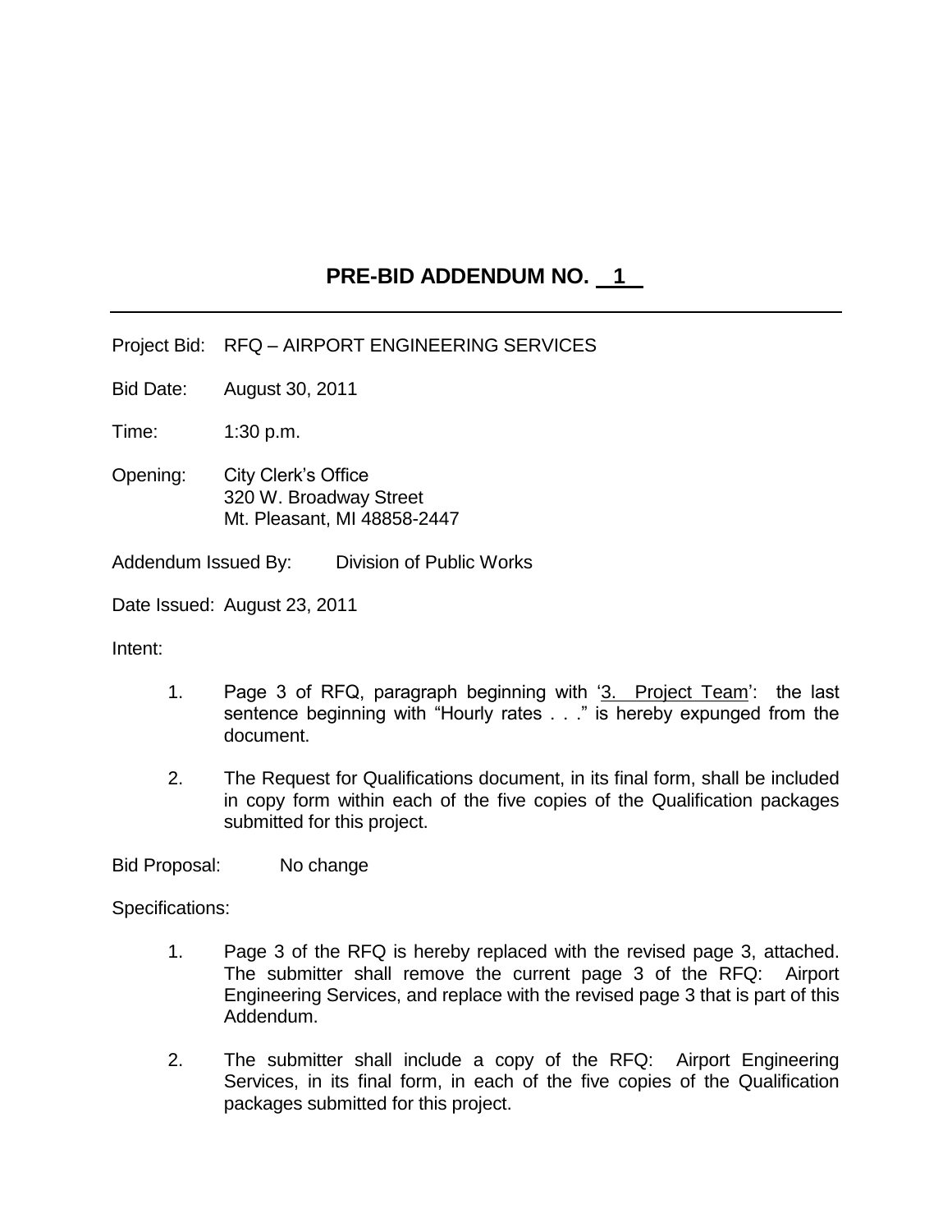# PRE-BID ADDENDUM NO. 1

---

Project Bid: RFQ – AIRPORT ENGINEERING SERVICES

Bid Date: August 30, 2011

Time: 1:30 p.m.

Opening: City Clerk's Office
320 W. Broadway Street
Mt. Pleasant, MI 48858-2447

Addendum Issued By: Division of Public Works

Date Issued: August 23, 2011

Intent:

1. Page 3 of RFQ, paragraph beginning with '3. Project Team': the last sentence beginning with "Hourly rates . . ." is hereby expunged from the document.

2. The Request for Qualifications document, in its final form, shall be included in copy form within each of the five copies of the Qualification packages submitted for this project.

Bid Proposal: No change

Specifications:

1. Page 3 of the RFQ is hereby replaced with the revised page 3, attached. The submitter shall remove the current page 3 of the RFQ: Airport Engineering Services, and replace with the revised page 3 that is part of this Addendum.

2. The submitter shall include a copy of the RFQ: Airport Engineering Services, in its final form, in each of the five copies of the Qualification packages submitted for this project.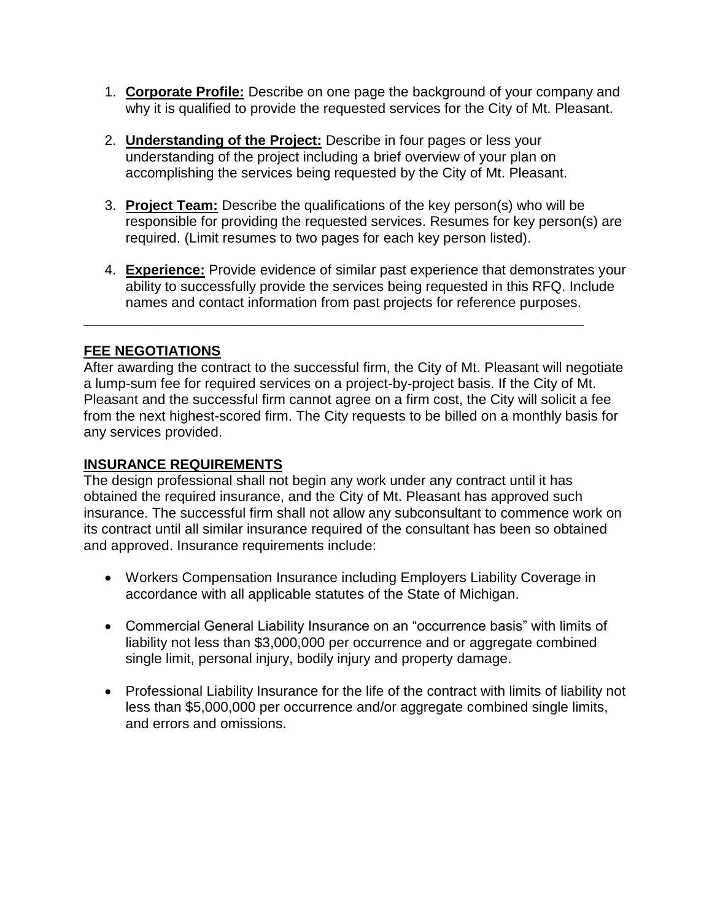1. **Corporate Profile:** Describe on one page the background of your company and why it is qualified to provide the requested services for the City of Mt. Pleasant.

2. **Understanding of the Project:** Describe in four pages or less your understanding of the project including a brief overview of your plan on accomplishing the services being requested by the City of Mt. Pleasant.

3. **Project Team:** Describe the qualifications of the key person(s) who will be responsible for providing the requested services. Resumes for key person(s) are required. (Limit resumes to two pages for each key person listed).

4. **Experience:** Provide evidence of similar past experience that demonstrates your ability to successfully provide the services being requested in this RFQ. Include names and contact information from past projects for reference purposes.

---

## FEE NEGOTIATIONS

After awarding the contract to the successful firm, the City of Mt. Pleasant will negotiate a lump-sum fee for required services on a project-by-project basis. If the City of Mt. Pleasant and the successful firm cannot agree on a firm cost, the City will solicit a fee from the next highest-scored firm. The City requests to be billed on a monthly basis for any services provided.

## INSURANCE REQUIREMENTS

The design professional shall not begin any work under any contract until it has obtained the required insurance, and the City of Mt. Pleasant has approved such insurance. The successful firm shall not allow any subconsultant to commence work on its contract until all similar insurance required of the consultant has been so obtained and approved. Insurance requirements include:

- Workers Compensation Insurance including Employers Liability Coverage in accordance with all applicable statutes of the State of Michigan.

- Commercial General Liability Insurance on an "occurrence basis" with limits of liability not less than $3,000,000 per occurrence and or aggregate combined single limit, personal injury, bodily injury and property damage.

- Professional Liability Insurance for the life of the contract with limits of liability not less than $5,000,000 per occurrence and/or aggregate combined single limits, and errors and omissions.